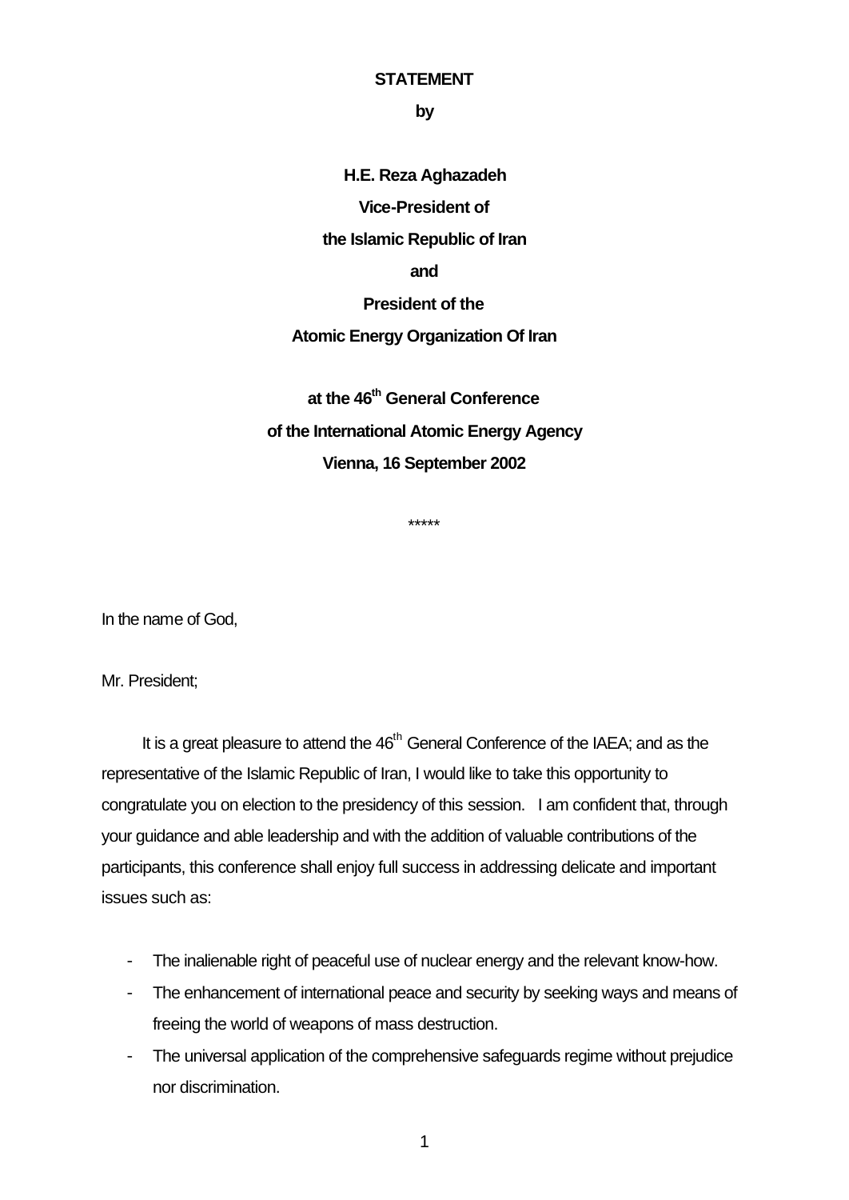**STATEMENT**

**by**

**H.E. Reza Aghazadeh**

**Vice-President of**

**the Islamic Republic of Iran**

**and**

**President of the**

**Atomic Energy Organization Of Iran**

**at the 46th General Conference**

**of the International Atomic Energy Agency**

**Vienna, 16 September 2002**

*****

In the name of God,

Mr. President;

It is a great pleasure to attend the 46th General Conference of the IAEA; and as the representative of the Islamic Republic of Iran, I would like to take this opportunity to congratulate you on election to the presidency of this session. I am confident that, through your guidance and able leadership and with the addition of valuable contributions of the participants, this conference shall enjoy full success in addressing delicate and important issues such as:

- The inalienable right of peaceful use of nuclear energy and the relevant know-how.
- The enhancement of international peace and security by seeking ways and means of freeing the world of weapons of mass destruction.
- The universal application of the comprehensive safeguards regime without prejudice nor discrimination.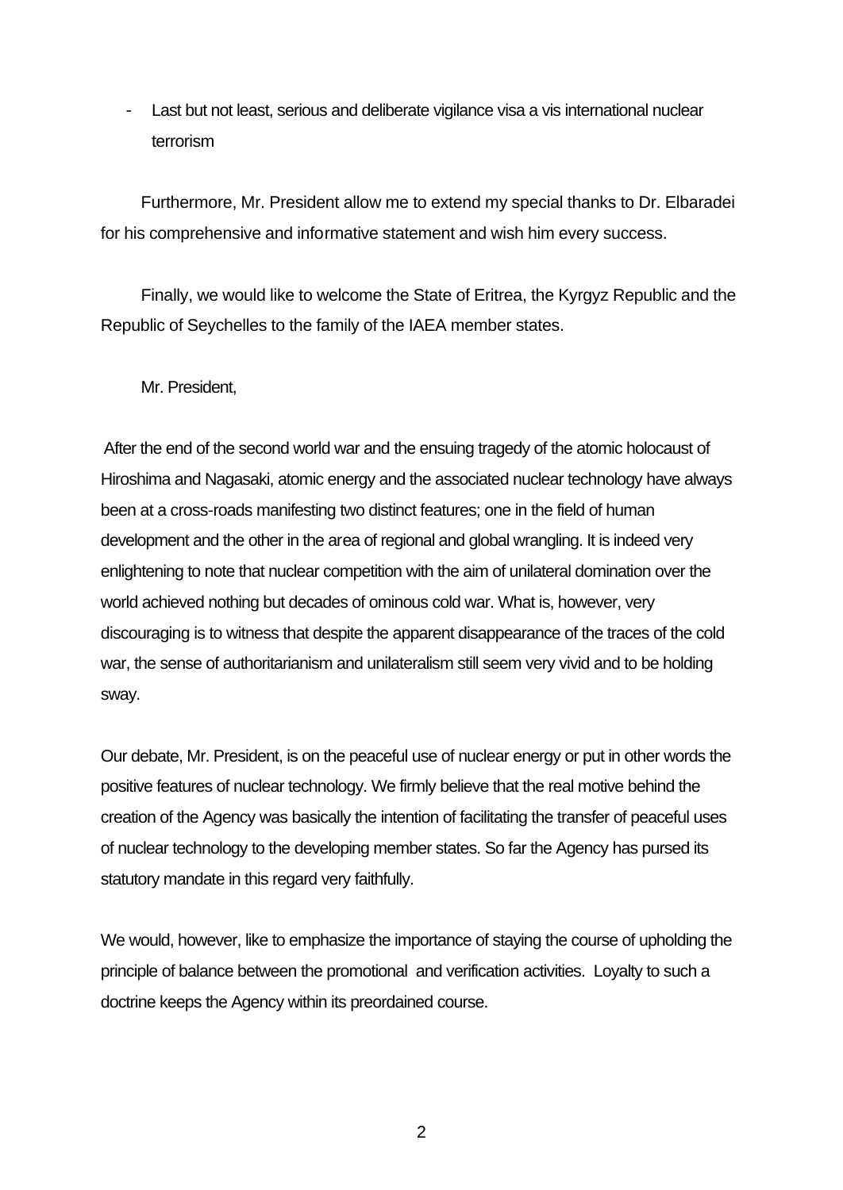- Last but not least, serious and deliberate vigilance visa a vis international nuclear terrorism

Furthermore, Mr. President allow me to extend my special thanks to Dr. Elbaradei for his comprehensive and informative statement and wish him every success.

Finally, we would like to welcome the State of Eritrea, the Kyrgyz Republic and the Republic of Seychelles to the family of the IAEA member states.

Mr. President,

After the end of the second world war and the ensuing tragedy of the atomic holocaust of Hiroshima and Nagasaki, atomic energy and the associated nuclear technology have always been at a cross-roads manifesting two distinct features; one in the field of human development and the other in the area of regional and global wrangling. It is indeed very enlightening to note that nuclear competition with the aim of unilateral domination over the world achieved nothing but decades of ominous cold war. What is, however, very discouraging is to witness that despite the apparent disappearance of the traces of the cold war, the sense of authoritarianism and unilateralism still seem very vivid and to be holding sway.

Our debate, Mr. President, is on the peaceful use of nuclear energy or put in other words the positive features of nuclear technology. We firmly believe that the real motive behind the creation of the Agency was basically the intention of facilitating the transfer of peaceful uses of nuclear technology to the developing member states. So far the Agency has pursed its statutory mandate in this regard very faithfully.

We would, however, like to emphasize the importance of staying the course of upholding the principle of balance between the promotional and verification activities. Loyalty to such a doctrine keeps the Agency within its preordained course.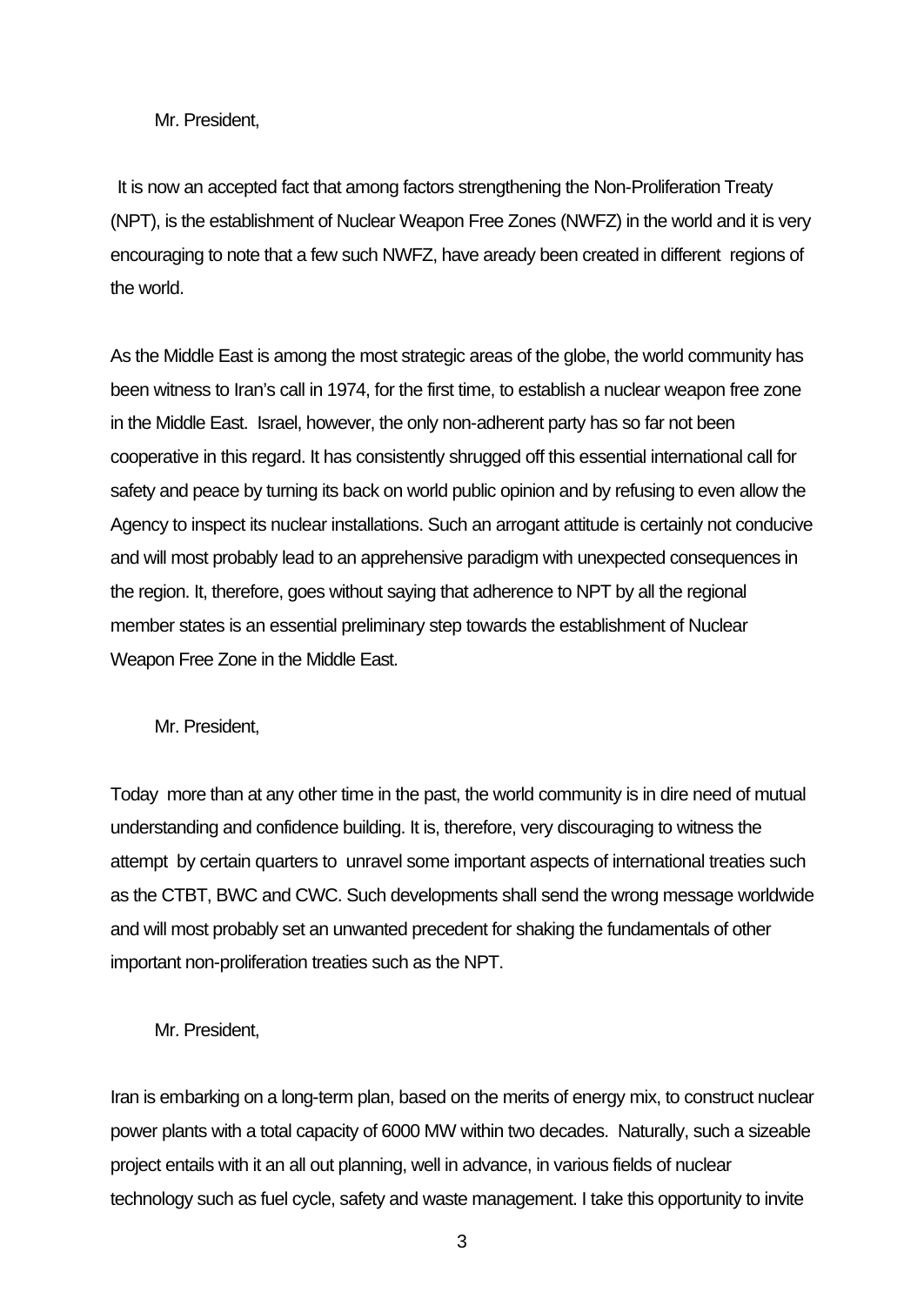Mr. President,

It is now an accepted fact that among factors strengthening the Non-Proliferation Treaty (NPT), is the establishment of Nuclear Weapon Free Zones (NWFZ) in the world and it is very encouraging to note that a few such NWFZ, have aready been created in different regions of the world.

As the Middle East is among the most strategic areas of the globe, the world community has been witness to Iran's call in 1974, for the first time, to establish a nuclear weapon free zone in the Middle East. Israel, however, the only non-adherent party has so far not been cooperative in this regard. It has consistently shrugged off this essential international call for safety and peace by turning its back on world public opinion and by refusing to even allow the Agency to inspect its nuclear installations. Such an arrogant attitude is certainly not conducive and will most probably lead to an apprehensive paradigm with unexpected consequences in the region. It, therefore, goes without saying that adherence to NPT by all the regional member states is an essential preliminary step towards the establishment of Nuclear Weapon Free Zone in the Middle East.

Mr. President,

Today more than at any other time in the past, the world community is in dire need of mutual understanding and confidence building. It is, therefore, very discouraging to witness the attempt by certain quarters to unravel some important aspects of international treaties such as the CTBT, BWC and CWC. Such developments shall send the wrong message worldwide and will most probably set an unwanted precedent for shaking the fundamentals of other important non-proliferation treaties such as the NPT.

Mr. President,

Iran is embarking on a long-term plan, based on the merits of energy mix, to construct nuclear power plants with a total capacity of 6000 MW within two decades. Naturally, such a sizeable project entails with it an all out planning, well in advance, in various fields of nuclear technology such as fuel cycle, safety and waste management. I take this opportunity to invite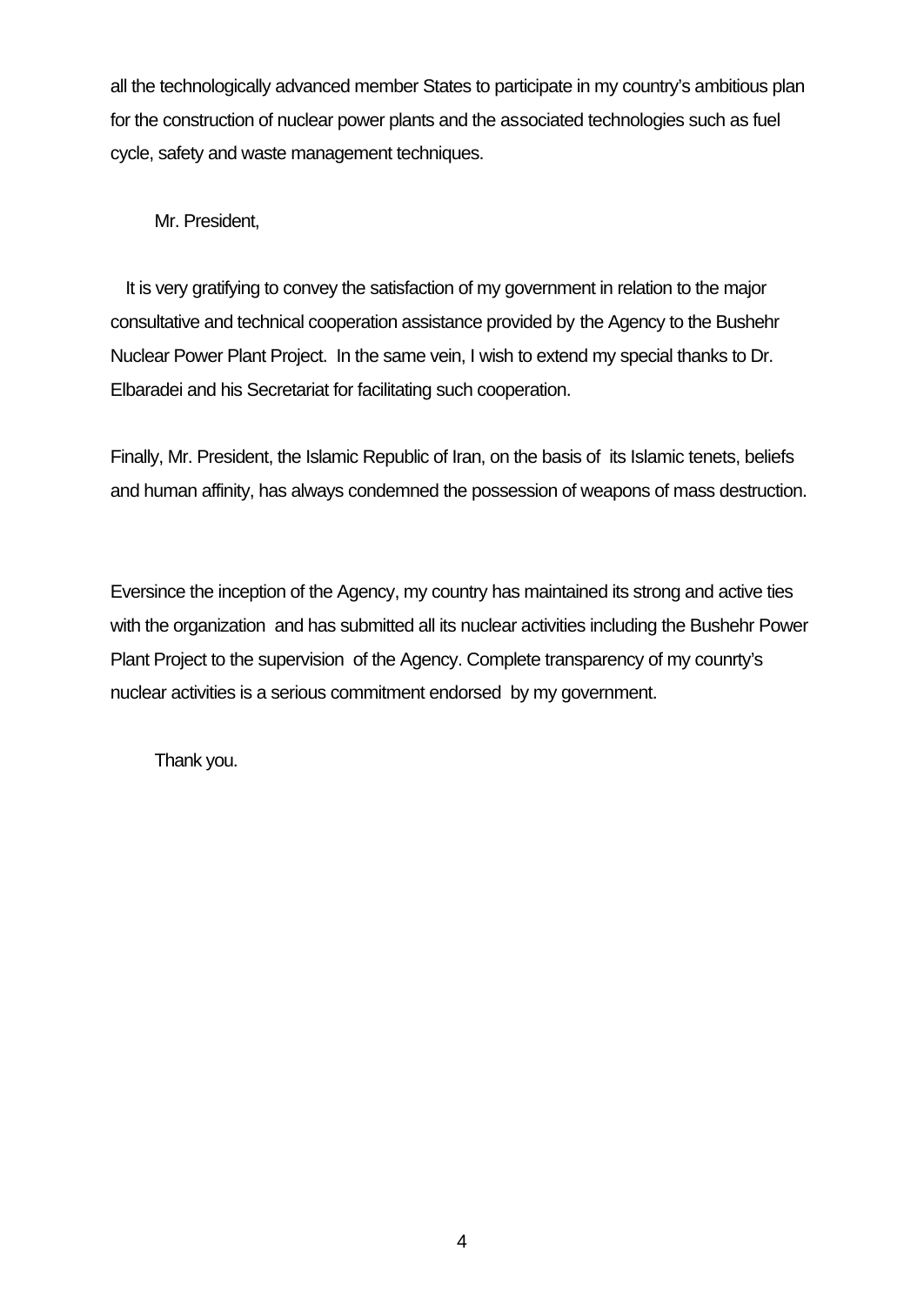all the technologically advanced member States to participate in my country's ambitious plan for the construction of nuclear power plants and the associated technologies such as fuel cycle, safety and waste management techniques.

Mr. President,

It is very gratifying to convey the satisfaction of my government in relation to the major consultative and technical cooperation assistance provided by the Agency to the Bushehr Nuclear Power Plant Project. In the same vein, I wish to extend my special thanks to Dr. Elbaradei and his Secretariat for facilitating such cooperation.

Finally, Mr. President, the Islamic Republic of Iran, on the basis of its Islamic tenets, beliefs and human affinity, has always condemned the possession of weapons of mass destruction.

Eversince the inception of the Agency, my country has maintained its strong and active ties with the organization and has submitted all its nuclear activities including the Bushehr Power Plant Project to the supervision of the Agency. Complete transparency of my counrty's nuclear activities is a serious commitment endorsed by my government.

Thank you.